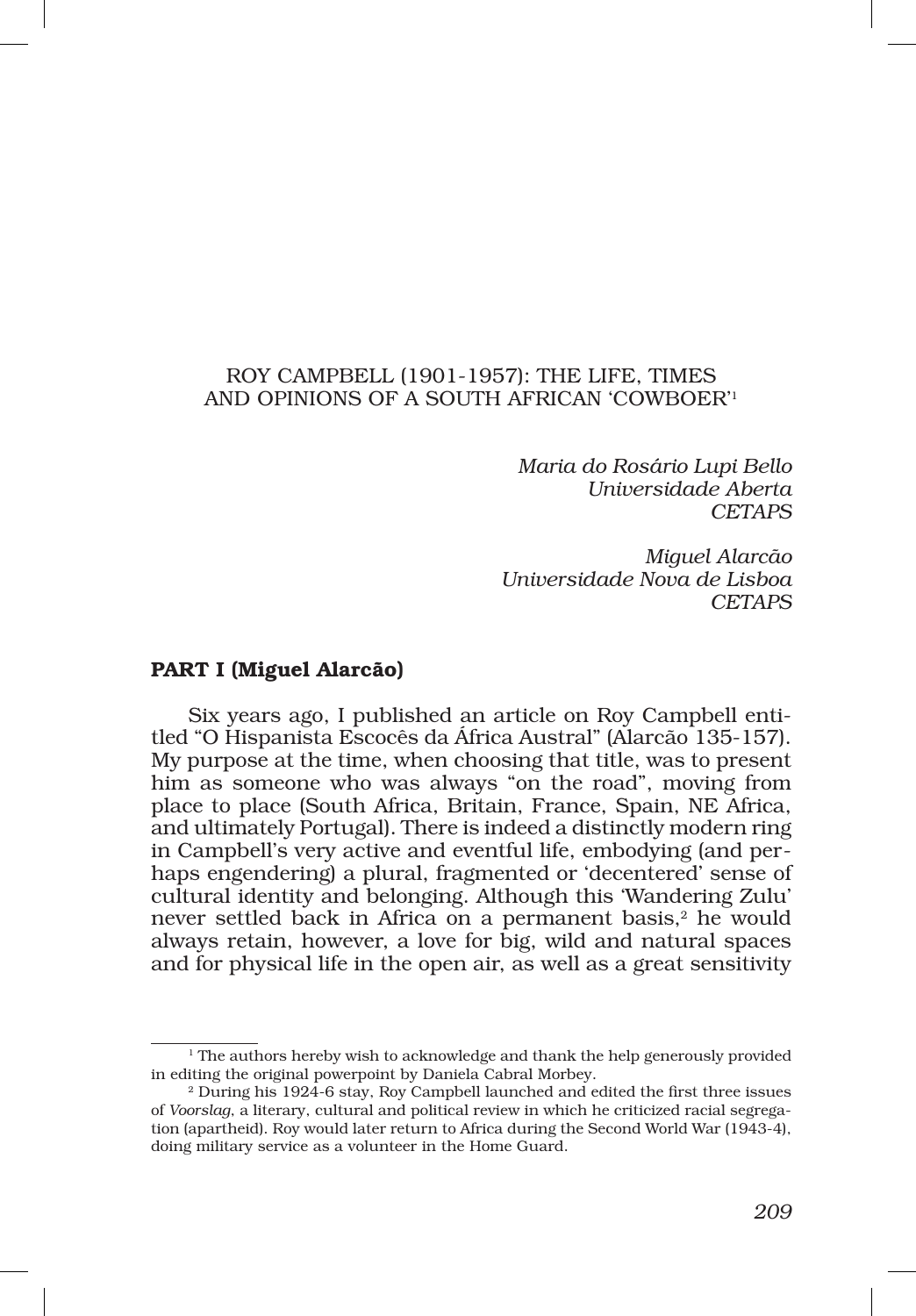# ROY CAMPBELL (1901-1957): THE LIFE, TIMES AND OPINIONS OF A SOUTH AFRICAN 'COWBOER'[1]

*Maria do Rosário Lupi Bello*
*Universidade Aberta*
*CETAPS*

*Miguel Alarcão*
*Universidade Nova de Lisboa*
*CETAPS*

## PART I (Miguel Alarcão)

Six years ago, I published an article on Roy Campbell entitled "O Hispanista Escocês da África Austral" (Alarcão 135-157). My purpose at the time, when choosing that title, was to present him as someone who was always "on the road", moving from place to place (South Africa, Britain, France, Spain, NE Africa, and ultimately Portugal). There is indeed a distinctly modern ring in Campbell's very active and eventful life, embodying (and perhaps engendering) a plural, fragmented or 'decentered' sense of cultural identity and belonging. Although this 'Wandering Zulu' never settled back in Africa on a permanent basis,[2] he would always retain, however, a love for big, wild and natural spaces and for physical life in the open air, as well as a great sensitivity

---

[1] The authors hereby wish to acknowledge and thank the help generously provided in editing the original powerpoint by Daniela Cabral Morbey.

[2] During his 1924-6 stay, Roy Campbell launched and edited the first three issues of *Voorslag*, a literary, cultural and political review in which he criticized racial segregation (apartheid). Roy would later return to Africa during the Second World War (1943-4), doing military service as a volunteer in the Home Guard.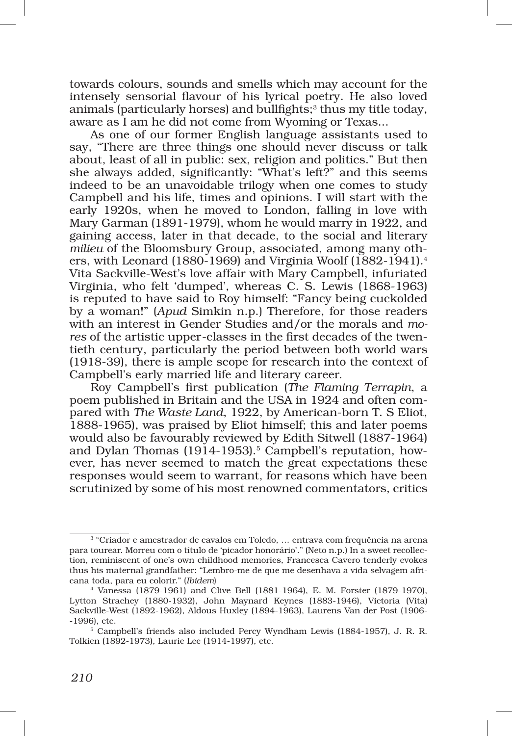towards colours, sounds and smells which may account for the intensely sensorial flavour of his lyrical poetry. He also loved animals (particularly horses) and bullfights;[3] thus my title today, aware as I am he did not come from Wyoming or Texas...

As one of our former English language assistants used to say, "There are three things one should never discuss or talk about, least of all in public: sex, religion and politics." But then she always added, significantly: "What's left?" and this seems indeed to be an unavoidable trilogy when one comes to study Campbell and his life, times and opinions. I will start with the early 1920s, when he moved to London, falling in love with Mary Garman (1891-1979), whom he would marry in 1922, and gaining access, later in that decade, to the social and literary *milieu* of the Bloomsbury Group, associated, among many others, with Leonard (1880-1969) and Virginia Woolf (1882-1941).[4] Vita Sackville-West's love affair with Mary Campbell, infuriated Virginia, who felt 'dumped', whereas C. S. Lewis (1868-1963) is reputed to have said to Roy himself: "Fancy being cuckolded by a woman!" (*Apud* Simkin n.p.) Therefore, for those readers with an interest in Gender Studies and/or the morals and *mores* of the artistic upper-classes in the first decades of the twentieth century, particularly the period between both world wars (1918-39), there is ample scope for research into the context of Campbell's early married life and literary career.

Roy Campbell's first publication (*The Flaming Terrapin*, a poem published in Britain and the USA in 1924 and often compared with *The Waste Land*, 1922, by American-born T. S Eliot, 1888-1965), was praised by Eliot himself; this and later poems would also be favourably reviewed by Edith Sitwell (1887-1964) and Dylan Thomas (1914-1953).[5] Campbell's reputation, however, has never seemed to match the great expectations these responses would seem to warrant, for reasons which have been scrutinized by some of his most renowned commentators, critics

---

[3] "Criador e amestrador de cavalos em Toledo, … entrava com frequência na arena para tourear. Morreu com o título de 'picador honorário'." (Neto n.p.) In a sweet recollection, reminiscent of one's own childhood memories, Francesca Cavero tenderly evokes thus his maternal grandfather: "Lembro-me de que me desenhava a vida selvagem africana toda, para eu colorir." (*Ibidem*)

[4] Vanessa (1879-1961) and Clive Bell (1881-1964), E. M. Forster (1879-1970), Lytton Strachey (1880-1932), John Maynard Keynes (1883-1946), Victoria (Vita) Sackville-West (1892-1962), Aldous Huxley (1894-1963), Laurens Van der Post (1906--1996), etc.

[5] Campbell's friends also included Percy Wyndham Lewis (1884-1957), J. R. R. Tolkien (1892-1973), Laurie Lee (1914-1997), etc.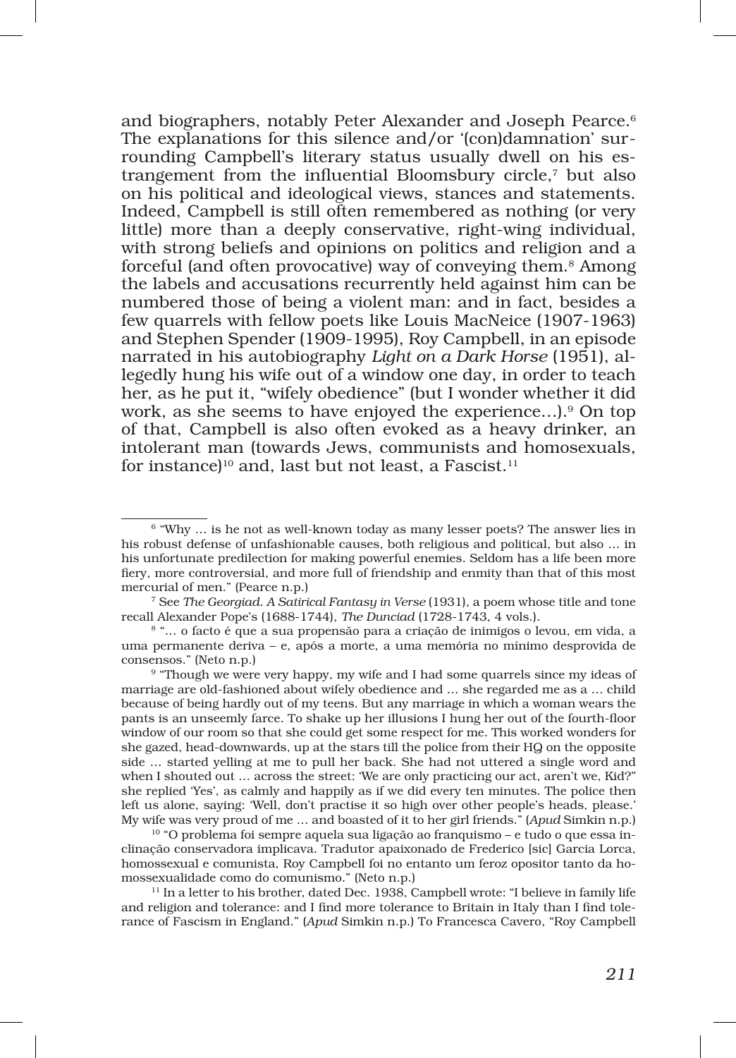and biographers, notably Peter Alexander and Joseph Pearce.[6] The explanations for this silence and/or '(con)damnation' surrounding Campbell's literary status usually dwell on his estrangement from the influential Bloomsbury circle,[7] but also on his political and ideological views, stances and statements. Indeed, Campbell is still often remembered as nothing (or very little) more than a deeply conservative, right-wing individual, with strong beliefs and opinions on politics and religion and a forceful (and often provocative) way of conveying them.[8] Among the labels and accusations recurrently held against him can be numbered those of being a violent man: and in fact, besides a few quarrels with fellow poets like Louis MacNeice (1907-1963) and Stephen Spender (1909-1995), Roy Campbell, in an episode narrated in his autobiography *Light on a Dark Horse* (1951), allegedly hung his wife out of a window one day, in order to teach her, as he put it, "wifely obedience" (but I wonder whether it did work, as she seems to have enjoyed the experience…).[9] On top of that, Campbell is also often evoked as a heavy drinker, an intolerant man (towards Jews, communists and homosexuals, for instance)[10] and, last but not least, a Fascist.[11]

---

[6] "Why … is he not as well-known today as many lesser poets? The answer lies in his robust defense of unfashionable causes, both religious and political, but also … in his unfortunate predilection for making powerful enemies. Seldom has a life been more fiery, more controversial, and more full of friendship and enmity than that of this most mercurial of men." (Pearce n.p.)

[7] See *The Georgiad. A Satirical Fantasy in Verse* (1931), a poem whose title and tone recall Alexander Pope's (1688-1744), *The Dunciad* (1728-1743, 4 vols.).

[8] "… o facto é que a sua propensão para a criação de inimigos o levou, em vida, a uma permanente deriva – e, após a morte, a uma memória no mínimo desprovida de consensos." (Neto n.p.)

[9] "Though we were very happy, my wife and I had some quarrels since my ideas of marriage are old-fashioned about wifely obedience and … she regarded me as a … child because of being hardly out of my teens. But any marriage in which a woman wears the pants is an unseemly farce. To shake up her illusions I hung her out of the fourth-floor window of our room so that she could get some respect for me. This worked wonders for she gazed, head-downwards, up at the stars till the police from their HQ on the opposite side … started yelling at me to pull her back. She had not uttered a single word and when I shouted out … across the street: 'We are only practicing our act, aren't we, Kid?" she replied 'Yes', as calmly and happily as if we did every ten minutes. The police then left us alone, saying: 'Well, don't practise it so high over other people's heads, please.' My wife was very proud of me … and boasted of it to her girl friends." (*Apud* Simkin n.p.)

[10] "O problema foi sempre aquela sua ligação ao franquismo – e tudo o que essa inclinação conservadora implicava. Tradutor apaixonado de Frederico [sic] Garcia Lorca, homossexual e comunista, Roy Campbell foi no entanto um feroz opositor tanto da homossexualidade como do comunismo." (Neto n.p.)

[11] In a letter to his brother, dated Dec. 1938, Campbell wrote: "I believe in family life and religion and tolerance: and I find more tolerance to Britain in Italy than I find tolerance of Fascism in England." (*Apud* Simkin n.p.) To Francesca Cavero, "Roy Campbell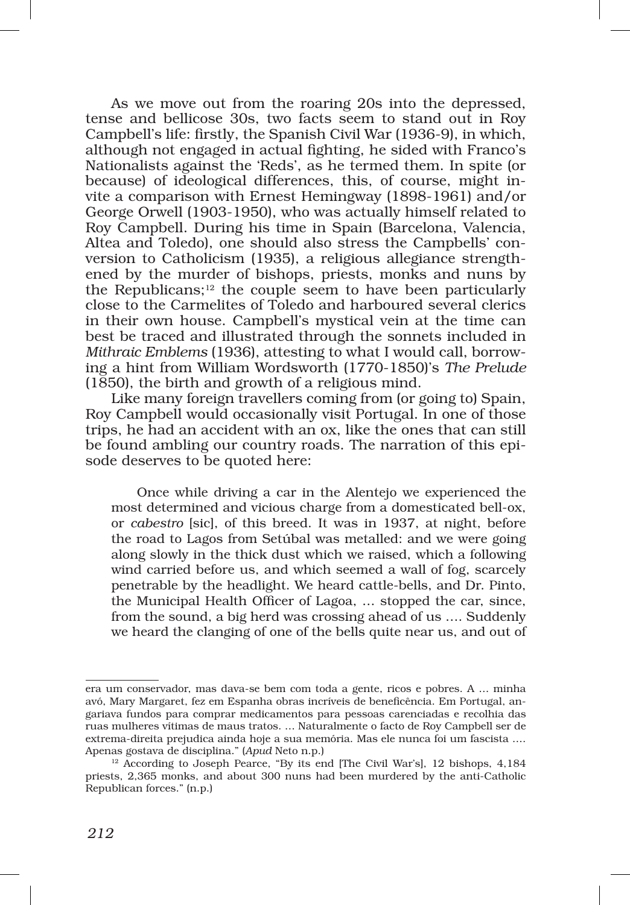As we move out from the roaring 20s into the depressed, tense and bellicose 30s, two facts seem to stand out in Roy Campbell's life: firstly, the Spanish Civil War (1936-9), in which, although not engaged in actual fighting, he sided with Franco's Nationalists against the 'Reds', as he termed them. In spite (or because) of ideological differences, this, of course, might invite a comparison with Ernest Hemingway (1898-1961) and/or George Orwell (1903-1950), who was actually himself related to Roy Campbell. During his time in Spain (Barcelona, Valencia, Altea and Toledo), one should also stress the Campbells' conversion to Catholicism (1935), a religious allegiance strengthened by the murder of bishops, priests, monks and nuns by the Republicans;[12] the couple seem to have been particularly close to the Carmelites of Toledo and harboured several clerics in their own house. Campbell's mystical vein at the time can best be traced and illustrated through the sonnets included in *Mithraic Emblems* (1936), attesting to what I would call, borrowing a hint from William Wordsworth (1770-1850)'s *The Prelude* (1850), the birth and growth of a religious mind.

Like many foreign travellers coming from (or going to) Spain, Roy Campbell would occasionally visit Portugal. In one of those trips, he had an accident with an ox, like the ones that can still be found ambling our country roads. The narration of this episode deserves to be quoted here:

> Once while driving a car in the Alentejo we experienced the most determined and vicious charge from a domesticated bell-ox, or *cabestro* [sic], of this breed. It was in 1937, at night, before the road to Lagos from Setúbal was metalled: and we were going along slowly in the thick dust which we raised, which a following wind carried before us, and which seemed a wall of fog, scarcely penetrable by the headlight. We heard cattle-bells, and Dr. Pinto, the Municipal Health Officer of Lagoa, ... stopped the car, since, from the sound, a big herd was crossing ahead of us .... Suddenly we heard the clanging of one of the bells quite near us, and out of

era um conservador, mas dava-se bem com toda a gente, ricos e pobres. A ... minha avó, Mary Margaret, fez em Espanha obras incríveis de beneficência. Em Portugal, angariava fundos para comprar medicamentos para pessoas carenciadas e recolhia das ruas mulheres vítimas de maus tratos. ... Naturalmente o facto de Roy Campbell ser de extrema-direita prejudica ainda hoje a sua memória. Mas ele nunca foi um fascista .... Apenas gostava de disciplina." (*Apud* Neto n.p.)

[12] According to Joseph Pearce, "By its end [The Civil War's], 12 bishops, 4,184 priests, 2,365 monks, and about 300 nuns had been murdered by the anti-Catholic Republican forces." (n.p.)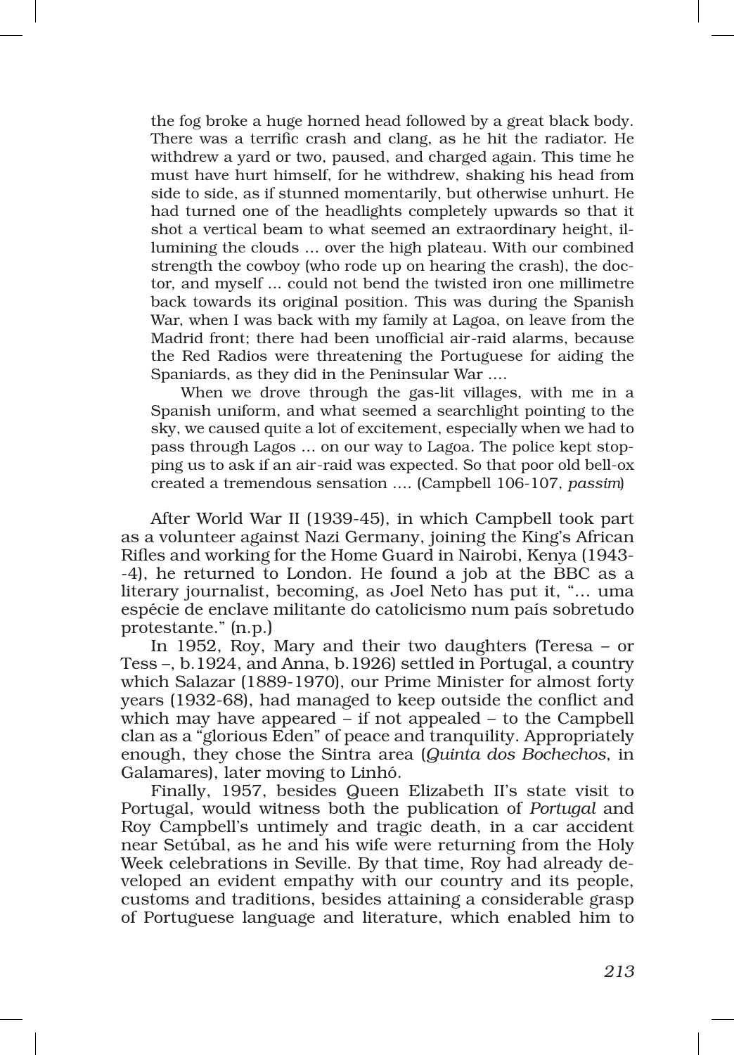> the fog broke a huge horned head followed by a great black body. There was a terrific crash and clang, as he hit the radiator. He withdrew a yard or two, paused, and charged again. This time he must have hurt himself, for he withdrew, shaking his head from side to side, as if stunned momentarily, but otherwise unhurt. He had turned one of the headlights completely upwards so that it shot a vertical beam to what seemed an extraordinary height, illumining the clouds … over the high plateau. With our combined strength the cowboy (who rode up on hearing the crash), the doctor, and myself … could not bend the twisted iron one millimetre back towards its original position. This was during the Spanish War, when I was back with my family at Lagoa, on leave from the Madrid front; there had been unofficial air-raid alarms, because the Red Radios were threatening the Portuguese for aiding the Spaniards, as they did in the Peninsular War ….
>
> When we drove through the gas-lit villages, with me in a Spanish uniform, and what seemed a searchlight pointing to the sky, we caused quite a lot of excitement, especially when we had to pass through Lagos … on our way to Lagoa. The police kept stopping us to ask if an air-raid was expected. So that poor old bell-ox created a tremendous sensation …. (Campbell 106-107, *passim*)

After World War II (1939-45), in which Campbell took part as a volunteer against Nazi Germany, joining the King's African Rifles and working for the Home Guard in Nairobi, Kenya (1943--4), he returned to London. He found a job at the BBC as a literary journalist, becoming, as Joel Neto has put it, "… uma espécie de enclave militante do catolicismo num país sobretudo protestante." (n.p.)

In 1952, Roy, Mary and their two daughters (Teresa – or Tess –, b.1924, and Anna, b.1926) settled in Portugal, a country which Salazar (1889-1970), our Prime Minister for almost forty years (1932-68), had managed to keep outside the conflict and which may have appeared – if not appealed – to the Campbell clan as a "glorious Eden" of peace and tranquility. Appropriately enough, they chose the Sintra area (*Quinta dos Bochechos*, in Galamares), later moving to Linhó.

Finally, 1957, besides Queen Elizabeth II's state visit to Portugal, would witness both the publication of *Portugal* and Roy Campbell's untimely and tragic death, in a car accident near Setúbal, as he and his wife were returning from the Holy Week celebrations in Seville. By that time, Roy had already developed an evident empathy with our country and its people, customs and traditions, besides attaining a considerable grasp of Portuguese language and literature, which enabled him to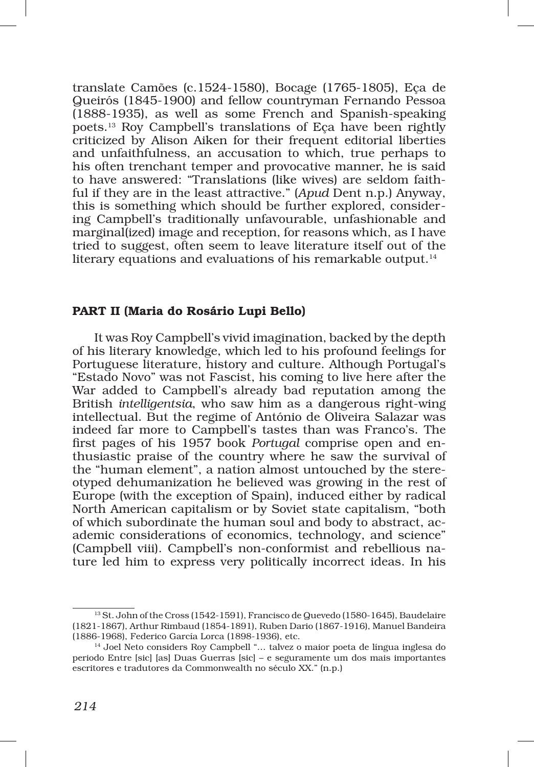translate Camões (c.1524-1580), Bocage (1765-1805), Eça de Queirós (1845-1900) and fellow countryman Fernando Pessoa (1888-1935), as well as some French and Spanish-speaking poets.[13] Roy Campbell's translations of Eça have been rightly criticized by Alison Aiken for their frequent editorial liberties and unfaithfulness, an accusation to which, true perhaps to his often trenchant temper and provocative manner, he is said to have answered: "Translations (like wives) are seldom faithful if they are in the least attractive." (*Apud* Dent n.p.) Anyway, this is something which should be further explored, considering Campbell's traditionally unfavourable, unfashionable and marginal(ized) image and reception, for reasons which, as I have tried to suggest, often seem to leave literature itself out of the literary equations and evaluations of his remarkable output.[14]

## PART II (Maria do Rosário Lupi Bello)

It was Roy Campbell's vivid imagination, backed by the depth of his literary knowledge, which led to his profound feelings for Portuguese literature, history and culture. Although Portugal's "Estado Novo" was not Fascist, his coming to live here after the War added to Campbell's already bad reputation among the British *intelligentsia*, who saw him as a dangerous right-wing intellectual. But the regime of António de Oliveira Salazar was indeed far more to Campbell's tastes than was Franco's. The first pages of his 1957 book *Portugal* comprise open and enthusiastic praise of the country where he saw the survival of the "human element", a nation almost untouched by the stereotyped dehumanization he believed was growing in the rest of Europe (with the exception of Spain), induced either by radical North American capitalism or by Soviet state capitalism, "both of which subordinate the human soul and body to abstract, academic considerations of economics, technology, and science" (Campbell viii). Campbell's non-conformist and rebellious nature led him to express very politically incorrect ideas. In his

[13] St. John of the Cross (1542-1591), Francisco de Quevedo (1580-1645), Baudelaire (1821-1867), Arthur Rimbaud (1854-1891), Ruben Dario (1867-1916), Manuel Bandeira (1886-1968), Federico García Lorca (1898-1936), etc.

[14] Joel Neto considers Roy Campbell "… talvez o maior poeta de língua inglesa do periodo Entre [sic] [as] Duas Guerras [sic] – e seguramente um dos mais importantes escritores e tradutores da Commonwealth no século XX." (n.p.)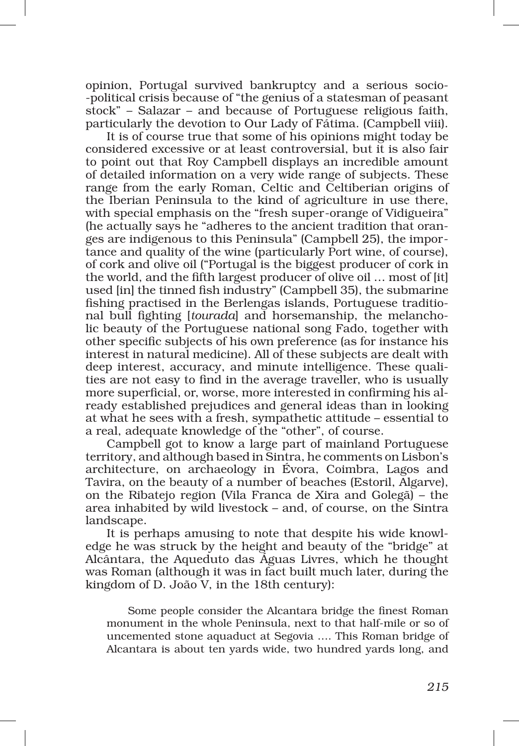opinion, Portugal survived bankruptcy and a serious socio-political crisis because of "the genius of a statesman of peasant stock" – Salazar – and because of Portuguese religious faith, particularly the devotion to Our Lady of Fátima. (Campbell viii).

It is of course true that some of his opinions might today be considered excessive or at least controversial, but it is also fair to point out that Roy Campbell displays an incredible amount of detailed information on a very wide range of subjects. These range from the early Roman, Celtic and Celtiberian origins of the Iberian Peninsula to the kind of agriculture in use there, with special emphasis on the "fresh super-orange of Vidigueira" (he actually says he "adheres to the ancient tradition that oranges are indigenous to this Peninsula" (Campbell 25), the importance and quality of the wine (particularly Port wine, of course), of cork and olive oil ("Portugal is the biggest producer of cork in the world, and the fifth largest producer of olive oil … most of [it] used [in] the tinned fish industry" (Campbell 35), the submarine fishing practised in the Berlengas islands, Portuguese traditional bull fighting [*tourada*] and horsemanship, the melancholic beauty of the Portuguese national song Fado, together with other specific subjects of his own preference (as for instance his interest in natural medicine). All of these subjects are dealt with deep interest, accuracy, and minute intelligence. These qualities are not easy to find in the average traveller, who is usually more superficial, or, worse, more interested in confirming his already established prejudices and general ideas than in looking at what he sees with a fresh, sympathetic attitude – essential to a real, adequate knowledge of the "other", of course.

Campbell got to know a large part of mainland Portuguese territory, and although based in Sintra, he comments on Lisbon's architecture, on archaeology in Évora, Coimbra, Lagos and Tavira, on the beauty of a number of beaches (Estoril, Algarve), on the Ribatejo region (Vila Franca de Xira and Golegã) – the area inhabited by wild livestock – and, of course, on the Sintra landscape.

It is perhaps amusing to note that despite his wide knowledge he was struck by the height and beauty of the "bridge" at Alcântara, the Aqueduto das Águas Livres, which he thought was Roman (although it was in fact built much later, during the kingdom of D. João V, in the 18th century):

> Some people consider the Alcantara bridge the finest Roman monument in the whole Peninsula, next to that half-mile or so of uncemented stone aquaduct at Segovia …. This Roman bridge of Alcantara is about ten yards wide, two hundred yards long, and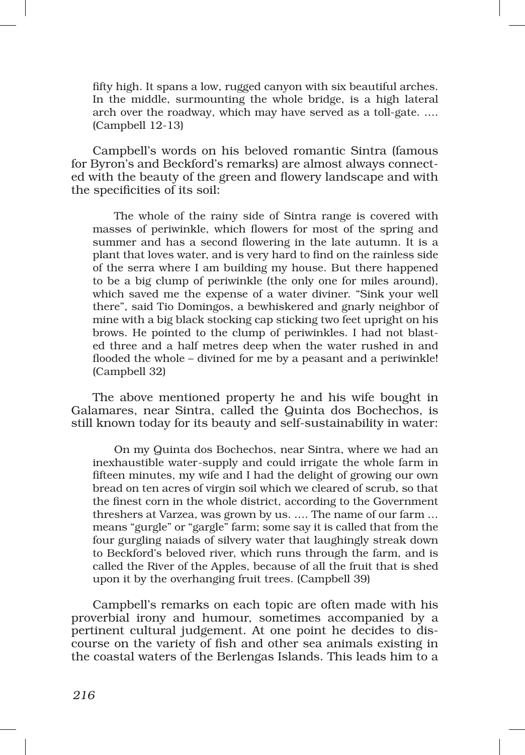fifty high. It spans a low, rugged canyon with six beautiful arches. In the middle, surmounting the whole bridge, is a high lateral arch over the roadway, which may have served as a toll-gate. …. (Campbell 12-13)

Campbell's words on his beloved romantic Sintra (famous for Byron's and Beckford's remarks) are almost always connected with the beauty of the green and flowery landscape and with the specificities of its soil:

> The whole of the rainy side of Sintra range is covered with masses of periwinkle, which flowers for most of the spring and summer and has a second flowering in the late autumn. It is a plant that loves water, and is very hard to find on the rainless side of the serra where I am building my house. But there happened to be a big clump of periwinkle (the only one for miles around), which saved me the expense of a water diviner. "Sink your well there", said Tio Domingos, a bewhiskered and gnarly neighbor of mine with a big black stocking cap sticking two feet upright on his brows. He pointed to the clump of periwinkles. I had not blasted three and a half metres deep when the water rushed in and flooded the whole – divined for me by a peasant and a periwinkle! (Campbell 32)

The above mentioned property he and his wife bought in Galamares, near Sintra, called the Quinta dos Bochechos, is still known today for its beauty and self-sustainability in water:

> On my Quinta dos Bochechos, near Sintra, where we had an inexhaustible water-supply and could irrigate the whole farm in fifteen minutes, my wife and I had the delight of growing our own bread on ten acres of virgin soil which we cleared of scrub, so that the finest corn in the whole district, according to the Government threshers at Varzea, was grown by us. …. The name of our farm … means "gurgle" or "gargle" farm; some say it is called that from the four gurgling naiads of silvery water that laughingly streak down to Beckford's beloved river, which runs through the farm, and is called the River of the Apples, because of all the fruit that is shed upon it by the overhanging fruit trees. (Campbell 39)

Campbell's remarks on each topic are often made with his proverbial irony and humour, sometimes accompanied by a pertinent cultural judgement. At one point he decides to discourse on the variety of fish and other sea animals existing in the coastal waters of the Berlengas Islands. This leads him to a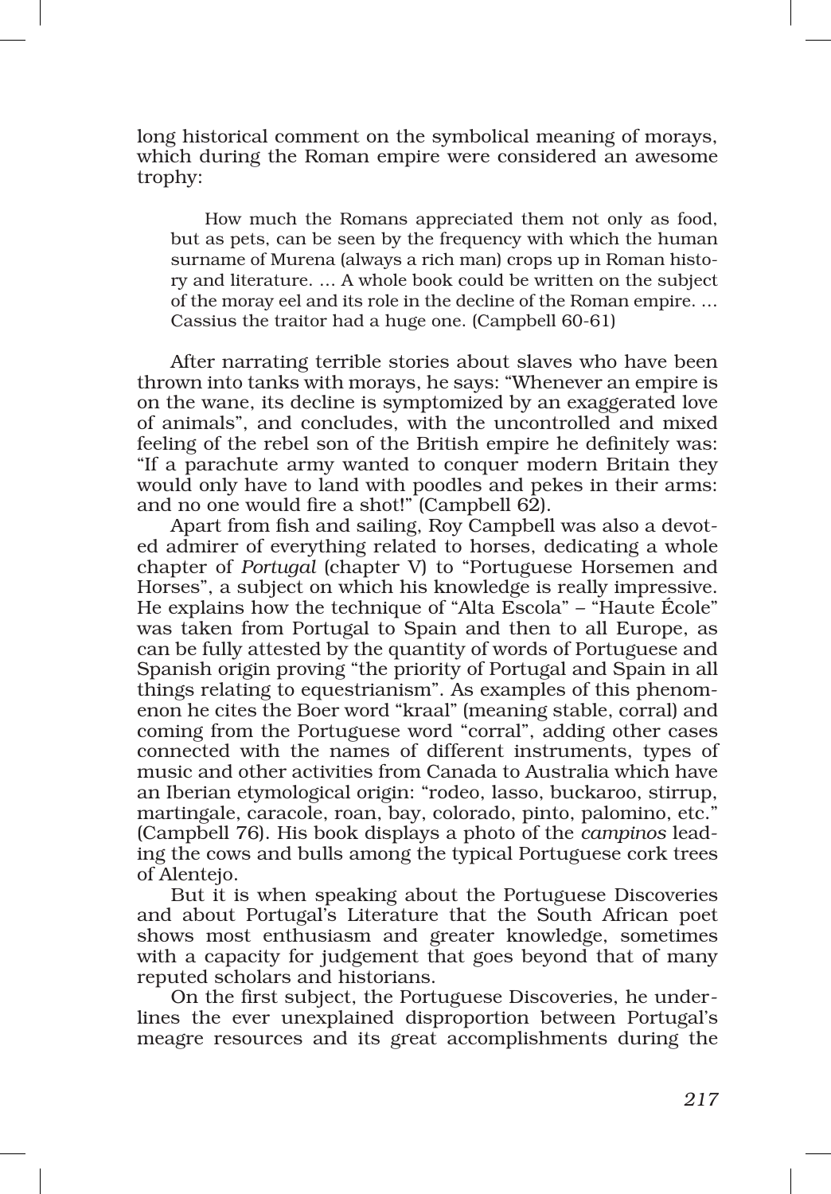long historical comment on the symbolical meaning of morays, which during the Roman empire were considered an awesome trophy:

> How much the Romans appreciated them not only as food, but as pets, can be seen by the frequency with which the human surname of Murena (always a rich man) crops up in Roman history and literature. … A whole book could be written on the subject of the moray eel and its role in the decline of the Roman empire. … Cassius the traitor had a huge one. (Campbell 60-61)

After narrating terrible stories about slaves who have been thrown into tanks with morays, he says: “Whenever an empire is on the wane, its decline is symptomized by an exaggerated love of animals”, and concludes, with the uncontrolled and mixed feeling of the rebel son of the British empire he definitely was: “If a parachute army wanted to conquer modern Britain they would only have to land with poodles and pekes in their arms: and no one would fire a shot!” (Campbell 62).

Apart from fish and sailing, Roy Campbell was also a devoted admirer of everything related to horses, dedicating a whole chapter of *Portugal* (chapter V) to “Portuguese Horsemen and Horses”, a subject on which his knowledge is really impressive. He explains how the technique of “Alta Escola” – “Haute École” was taken from Portugal to Spain and then to all Europe, as can be fully attested by the quantity of words of Portuguese and Spanish origin proving “the priority of Portugal and Spain in all things relating to equestrianism”. As examples of this phenomenon he cites the Boer word “kraal” (meaning stable, corral) and coming from the Portuguese word “corral”, adding other cases connected with the names of different instruments, types of music and other activities from Canada to Australia which have an Iberian etymological origin: “rodeo, lasso, buckaroo, stirrup, martingale, caracole, roan, bay, colorado, pinto, palomino, etc.” (Campbell 76). His book displays a photo of the *campinos* leading the cows and bulls among the typical Portuguese cork trees of Alentejo.

But it is when speaking about the Portuguese Discoveries and about Portugal’s Literature that the South African poet shows most enthusiasm and greater knowledge, sometimes with a capacity for judgement that goes beyond that of many reputed scholars and historians.

On the first subject, the Portuguese Discoveries, he underlines the ever unexplained disproportion between Portugal’s meagre resources and its great accomplishments during the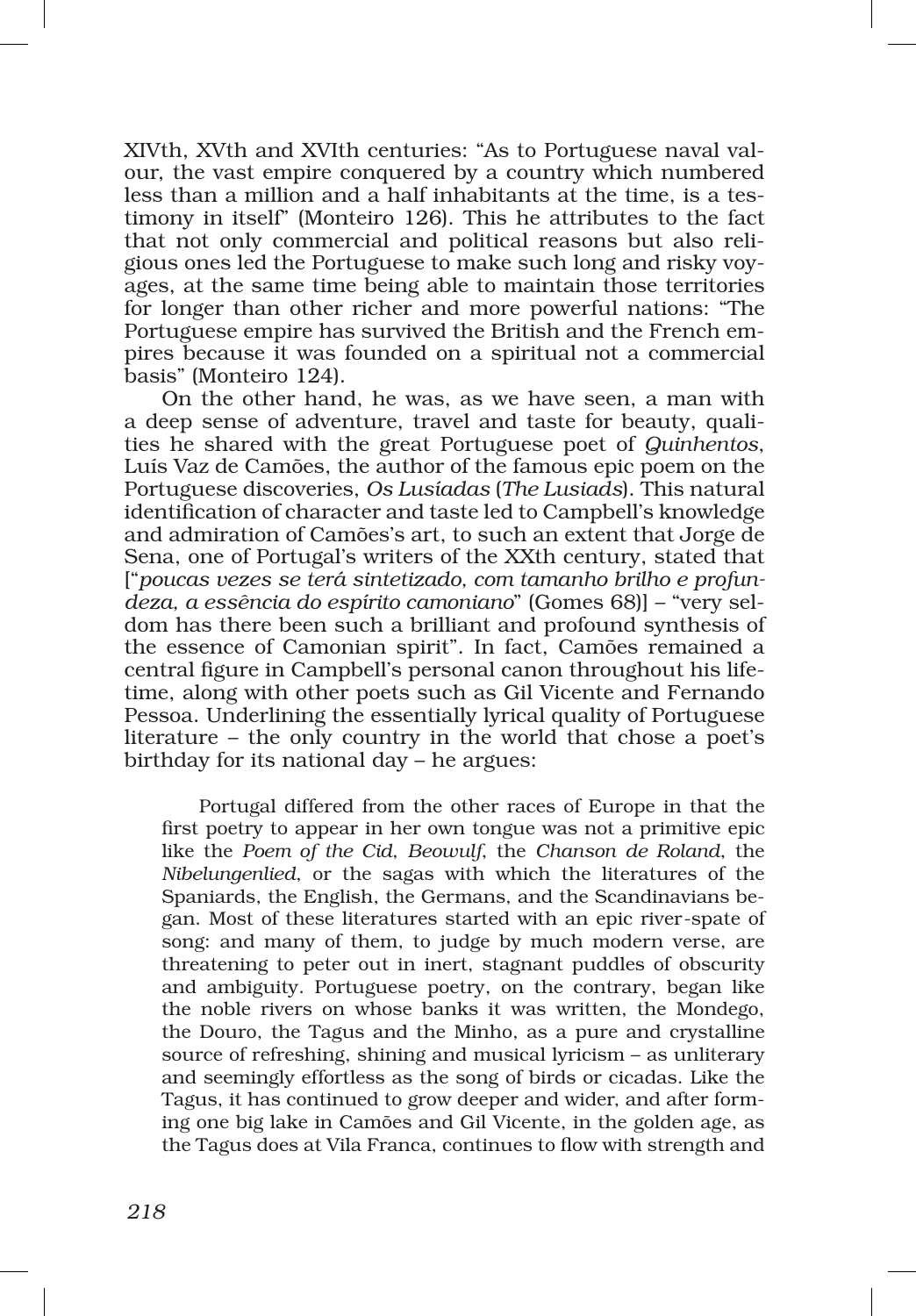XIVth, XVth and XVIth centuries: "As to Portuguese naval valour, the vast empire conquered by a country which numbered less than a million and a half inhabitants at the time, is a testimony in itself" (Monteiro 126). This he attributes to the fact that not only commercial and political reasons but also religious ones led the Portuguese to make such long and risky voyages, at the same time being able to maintain those territories for longer than other richer and more powerful nations: "The Portuguese empire has survived the British and the French empires because it was founded on a spiritual not a commercial basis" (Monteiro 124).

On the other hand, he was, as we have seen, a man with a deep sense of adventure, travel and taste for beauty, qualities he shared with the great Portuguese poet of *Quinhentos*, Luís Vaz de Camões, the author of the famous epic poem on the Portuguese discoveries, *Os Lusíadas* (*The Lusiads*). This natural identification of character and taste led to Campbell's knowledge and admiration of Camões's art, to such an extent that Jorge de Sena, one of Portugal's writers of the XXth century, stated that ["*poucas vezes se terá sintetizado, com tamanho brilho e profundeza, a essência do espírito camoniano*" (Gomes 68)] – "very seldom has there been such a brilliant and profound synthesis of the essence of Camonian spirit". In fact, Camões remained a central figure in Campbell's personal canon throughout his lifetime, along with other poets such as Gil Vicente and Fernando Pessoa. Underlining the essentially lyrical quality of Portuguese literature – the only country in the world that chose a poet's birthday for its national day – he argues:

> Portugal differed from the other races of Europe in that the first poetry to appear in her own tongue was not a primitive epic like the *Poem of the Cid*, *Beowulf*, the *Chanson de Roland*, the *Nibelungenlied*, or the sagas with which the literatures of the Spaniards, the English, the Germans, and the Scandinavians began. Most of these literatures started with an epic river-spate of song: and many of them, to judge by much modern verse, are threatening to peter out in inert, stagnant puddles of obscurity and ambiguity. Portuguese poetry, on the contrary, began like the noble rivers on whose banks it was written, the Mondego, the Douro, the Tagus and the Minho, as a pure and crystalline source of refreshing, shining and musical lyricism – as unliterary and seemingly effortless as the song of birds or cicadas. Like the Tagus, it has continued to grow deeper and wider, and after forming one big lake in Camões and Gil Vicente, in the golden age, as the Tagus does at Vila Franca, continues to flow with strength and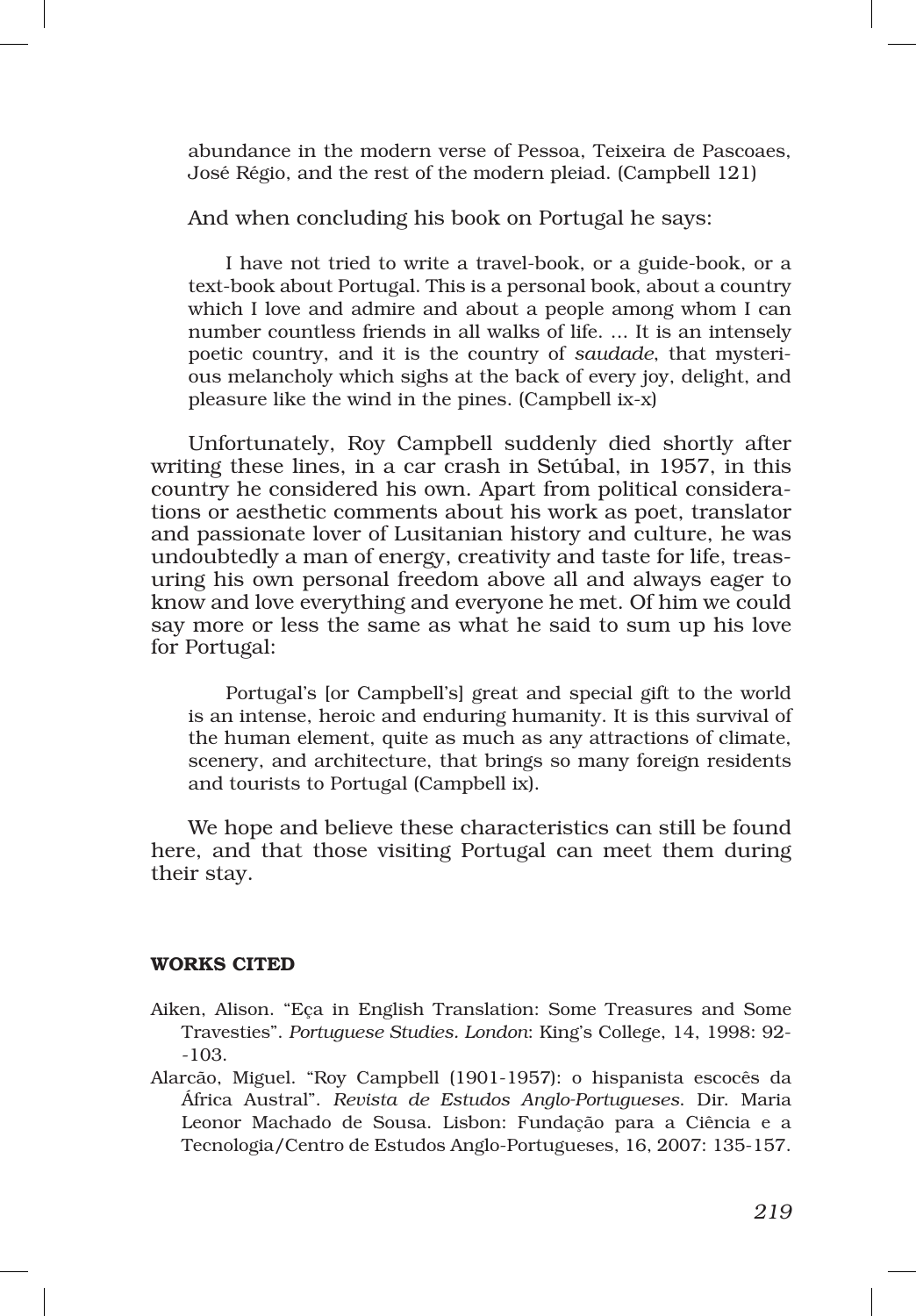> abundance in the modern verse of Pessoa, Teixeira de Pascoaes, José Régio, and the rest of the modern pleiad. (Campbell 121)

And when concluding his book on Portugal he says:

> I have not tried to write a travel-book, or a guide-book, or a text-book about Portugal. This is a personal book, about a country which I love and admire and about a people among whom I can number countless friends in all walks of life. ... It is an intensely poetic country, and it is the country of *saudade*, that mysterious melancholy which sighs at the back of every joy, delight, and pleasure like the wind in the pines. (Campbell ix-x)

Unfortunately, Roy Campbell suddenly died shortly after writing these lines, in a car crash in Setúbal, in 1957, in this country he considered his own. Apart from political considerations or aesthetic comments about his work as poet, translator and passionate lover of Lusitanian history and culture, he was undoubtedly a man of energy, creativity and taste for life, treasuring his own personal freedom above all and always eager to know and love everything and everyone he met. Of him we could say more or less the same as what he said to sum up his love for Portugal:

> Portugal's [or Campbell's] great and special gift to the world is an intense, heroic and enduring humanity. It is this survival of the human element, quite as much as any attractions of climate, scenery, and architecture, that brings so many foreign residents and tourists to Portugal (Campbell ix).

We hope and believe these characteristics can still be found here, and that those visiting Portugal can meet them during their stay.

### WORKS CITED

Aiken, Alison. "Eça in English Translation: Some Treasures and Some Travesties". *Portuguese Studies. London*: King's College, 14, 1998: 92--103.

Alarcão, Miguel. "Roy Campbell (1901-1957): o hispanista escocês da África Austral". *Revista de Estudos Anglo-Portugueses*. Dir. Maria Leonor Machado de Sousa. Lisbon: Fundação para a Ciência e a Tecnologia/Centro de Estudos Anglo-Portugueses, 16, 2007: 135-157.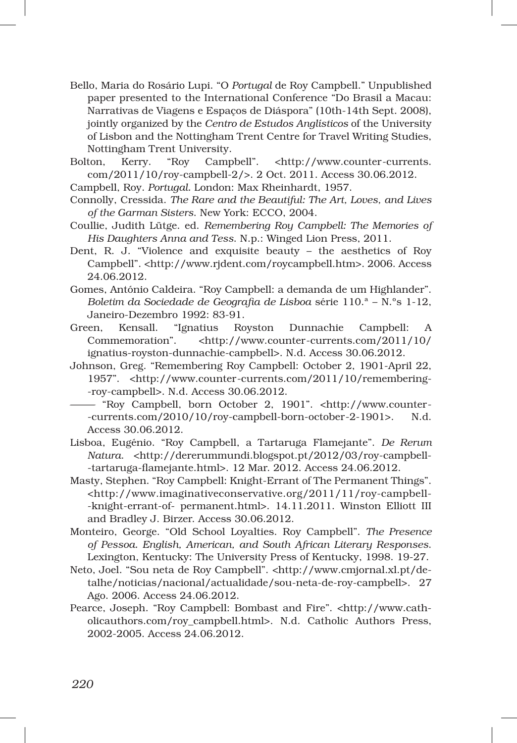Bello, Maria do Rosário Lupi. "O *Portugal* de Roy Campbell." Unpublished paper presented to the International Conference "Do Brasil a Macau: Narrativas de Viagens e Espaços de Diáspora" (10th-14th Sept. 2008), jointly organized by the *Centro de Estudos Anglísticos* of the University of Lisbon and the Nottingham Trent Centre for Travel Writing Studies, Nottingham Trent University.

Bolton, Kerry. "Roy Campbell". <http://www.counter-currents.com/2011/10/roy-campbell-2/>. 2 Oct. 2011. Access 30.06.2012.

Campbell, Roy. *Portugal.* London: Max Rheinhardt, 1957.

Connolly, Cressida. *The Rare and the Beautiful: The Art, Loves, and Lives of the Garman Sisters*. New York: ECCO, 2004.

Coullie, Judith Lütge. ed. *Remembering Roy Campbell: The Memories of His Daughters Anna and Tess*. N.p.: Winged Lion Press, 2011.

Dent, R. J. "Violence and exquisite beauty – the aesthetics of Roy Campbell". <http://www.rjdent.com/roycampbell.htm>. 2006. Access 24.06.2012.

Gomes, António Caldeira. "Roy Campbell: a demanda de um Highlander". *Boletim da Sociedade de Geografia de Lisboa* série 110.ª – N.ºs 1-12, Janeiro-Dezembro 1992: 83-91.

Green, Kensall. "Ignatius Royston Dunnachie Campbell: A Commemoration". <http://www.counter-currents.com/2011/10/ignatius-royston-dunnachie-campbell>. N.d. Access 30.06.2012.

Johnson, Greg. "Remembering Roy Campbell: October 2, 1901-April 22, 1957". <http://www.counter-currents.com/2011/10/remembering--roy-campbell>. N.d. Access 30.06.2012.

——— "Roy Campbell, born October 2, 1901". <http://www.counter--currents.com/2010/10/roy-campbell-born-october-2-1901>. N.d. Access 30.06.2012.

Lisboa, Eugénio. "Roy Campbell, a Tartaruga Flamejante". *De Rerum Natura*. <http://dererummundi.blogspot.pt/2012/03/roy-campbell--tartaruga-flamejante.html>. 12 Mar. 2012. Access 24.06.2012.

Masty, Stephen. "Roy Campbell: Knight-Errant of The Permanent Things". <http://www.imaginativeconservative.org/2011/11/roy-campbell--knight-errant-of- permanent.html>. 14.11.2011. Winston Elliott III and Bradley J. Birzer. Access 30.06.2012.

Monteiro, George. "Old School Loyalties. Roy Campbell". *The Presence of Pessoa. English, American, and South African Literary Responses*. Lexington, Kentucky: The University Press of Kentucky, 1998. 19-27.

Neto, Joel. "Sou neta de Roy Campbell". <http://www.cmjornal.xl.pt/detalhe/noticias/nacional/actualidade/sou-neta-de-roy-campbell>. 27 Ago. 2006. Access 24.06.2012.

Pearce, Joseph. "Roy Campbell: Bombast and Fire". <http://www.catholicauthors.com/roy_campbell.html>. N.d. Catholic Authors Press, 2002-2005. Access 24.06.2012.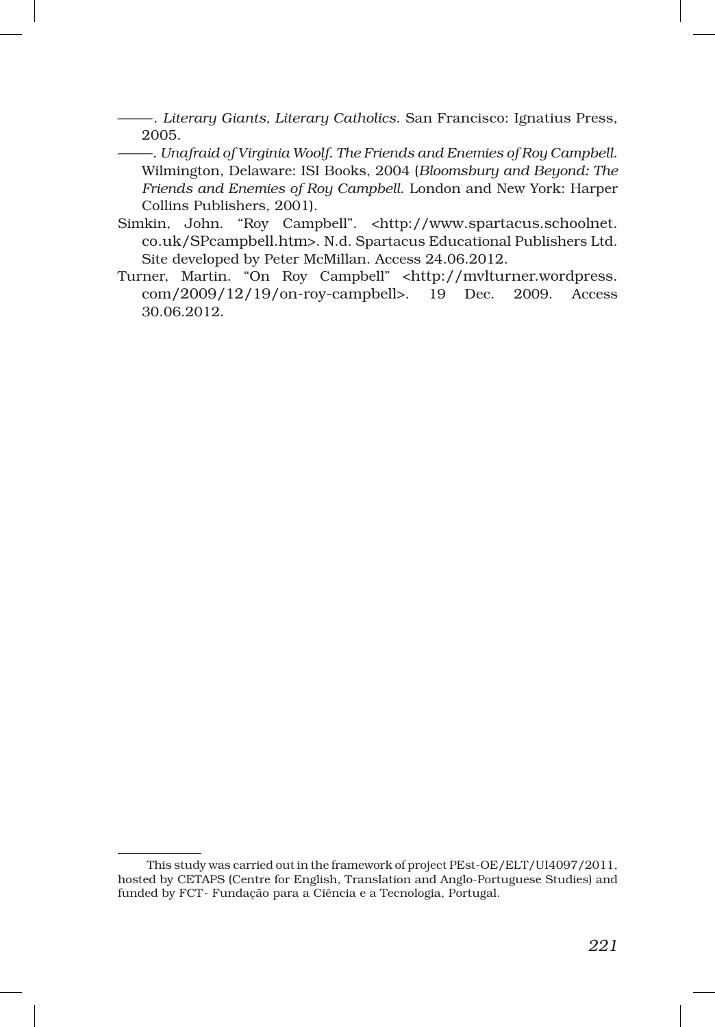———. *Literary Giants, Literary Catholics*. San Francisco: Ignatius Press, 2005.

———. *Unafraid of Virginia Woolf. The Friends and Enemies of Roy Campbell*. Wilmington, Delaware: ISI Books, 2004 (*Bloomsbury and Beyond: The Friends and Enemies of Roy Campbell*. London and New York: Harper Collins Publishers, 2001).

Simkin, John. "Roy Campbell". <http://www.spartacus.schoolnet.co.uk/SPcampbell.htm>. N.d. Spartacus Educational Publishers Ltd. Site developed by Peter McMillan. Access 24.06.2012.

Turner, Martin. "On Roy Campbell" <http://mvlturner.wordpress.com/2009/12/19/on-roy-campbell>. 19 Dec. 2009. Access 30.06.2012.

---

This study was carried out in the framework of project PEst-OE/ELT/UI4097/2011, hosted by CETAPS (Centre for English, Translation and Anglo-Portuguese Studies) and funded by FCT- Fundação para a Ciência e a Tecnologia, Portugal.